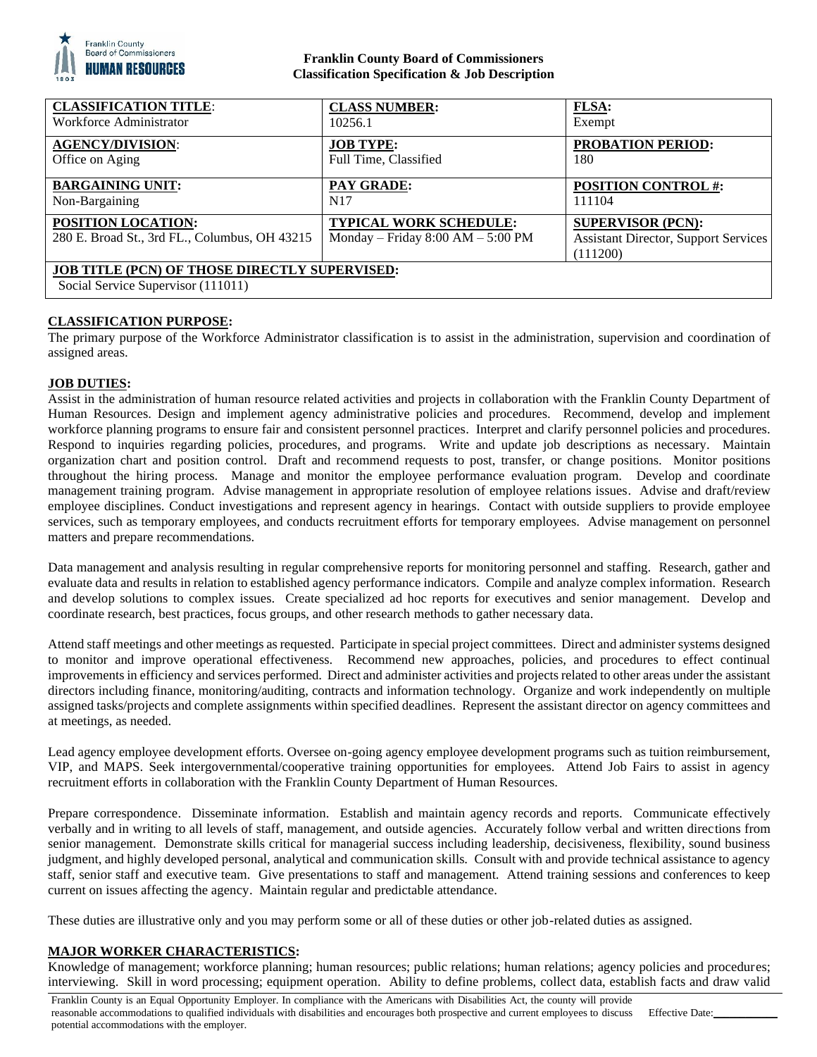**Franklin County Board of Commissioners**
**Classification Specification & Job Description**

| **CLASSIFICATION TITLE**: | **CLASS NUMBER:** | **FLSA:** |
|---|---|---|
| Workforce Administrator | 10256.1 | Exempt |
| **AGENCY/DIVISION**: | **JOB TYPE:** | **PROBATION PERIOD:** |
| Office on Aging | Full Time, Classified | 180 |
| **BARGAINING UNIT:** | **PAY GRADE:** | **POSITION CONTROL #:** |
| Non-Bargaining | N17 | 111104 |
| **POSITION LOCATION:** | **TYPICAL WORK SCHEDULE:** | **SUPERVISOR (PCN):** |
| 280 E. Broad St., 3rd FL., Columbus, OH 43215 | Monday – Friday 8:00 AM – 5:00 PM | Assistant Director, Support Services (111200) |
| **JOB TITLE (PCN) OF THOSE DIRECTLY SUPERVISED:** | | |
| Social Service Supervisor (111011) | | |

## CLASSIFICATION PURPOSE:

The primary purpose of the Workforce Administrator classification is to assist in the administration, supervision and coordination of assigned areas.

## JOB DUTIES:

Assist in the administration of human resource related activities and projects in collaboration with the Franklin County Department of Human Resources. Design and implement agency administrative policies and procedures. Recommend, develop and implement workforce planning programs to ensure fair and consistent personnel practices. Interpret and clarify personnel policies and procedures. Respond to inquiries regarding policies, procedures, and programs. Write and update job descriptions as necessary. Maintain organization chart and position control. Draft and recommend requests to post, transfer, or change positions. Monitor positions throughout the hiring process. Manage and monitor the employee performance evaluation program. Develop and coordinate management training program. Advise management in appropriate resolution of employee relations issues. Advise and draft/review employee disciplines. Conduct investigations and represent agency in hearings. Contact with outside suppliers to provide employee services, such as temporary employees, and conducts recruitment efforts for temporary employees. Advise management on personnel matters and prepare recommendations.

Data management and analysis resulting in regular comprehensive reports for monitoring personnel and staffing. Research, gather and evaluate data and results in relation to established agency performance indicators. Compile and analyze complex information. Research and develop solutions to complex issues. Create specialized ad hoc reports for executives and senior management. Develop and coordinate research, best practices, focus groups, and other research methods to gather necessary data.

Attend staff meetings and other meetings as requested. Participate in special project committees. Direct and administer systems designed to monitor and improve operational effectiveness. Recommend new approaches, policies, and procedures to effect continual improvements in efficiency and services performed. Direct and administer activities and projects related to other areas under the assistant directors including finance, monitoring/auditing, contracts and information technology. Organize and work independently on multiple assigned tasks/projects and complete assignments within specified deadlines. Represent the assistant director on agency committees and at meetings, as needed.

Lead agency employee development efforts. Oversee on-going agency employee development programs such as tuition reimbursement, VIP, and MAPS. Seek intergovernmental/cooperative training opportunities for employees. Attend Job Fairs to assist in agency recruitment efforts in collaboration with the Franklin County Department of Human Resources.

Prepare correspondence. Disseminate information. Establish and maintain agency records and reports. Communicate effectively verbally and in writing to all levels of staff, management, and outside agencies. Accurately follow verbal and written directions from senior management. Demonstrate skills critical for managerial success including leadership, decisiveness, flexibility, sound business judgment, and highly developed personal, analytical and communication skills. Consult with and provide technical assistance to agency staff, senior staff and executive team. Give presentations to staff and management. Attend training sessions and conferences to keep current on issues affecting the agency. Maintain regular and predictable attendance.

These duties are illustrative only and you may perform some or all of these duties or other job-related duties as assigned.

## MAJOR WORKER CHARACTERISTICS:

Knowledge of management; workforce planning; human resources; public relations; human relations; agency policies and procedures; interviewing. Skill in word processing; equipment operation. Ability to define problems, collect data, establish facts and draw valid

Franklin County is an Equal Opportunity Employer. In compliance with the Americans with Disabilities Act, the county will provide reasonable accommodations to qualified individuals with disabilities and encourages both prospective and current employees to discuss potential accommodations with the employer. Effective Date: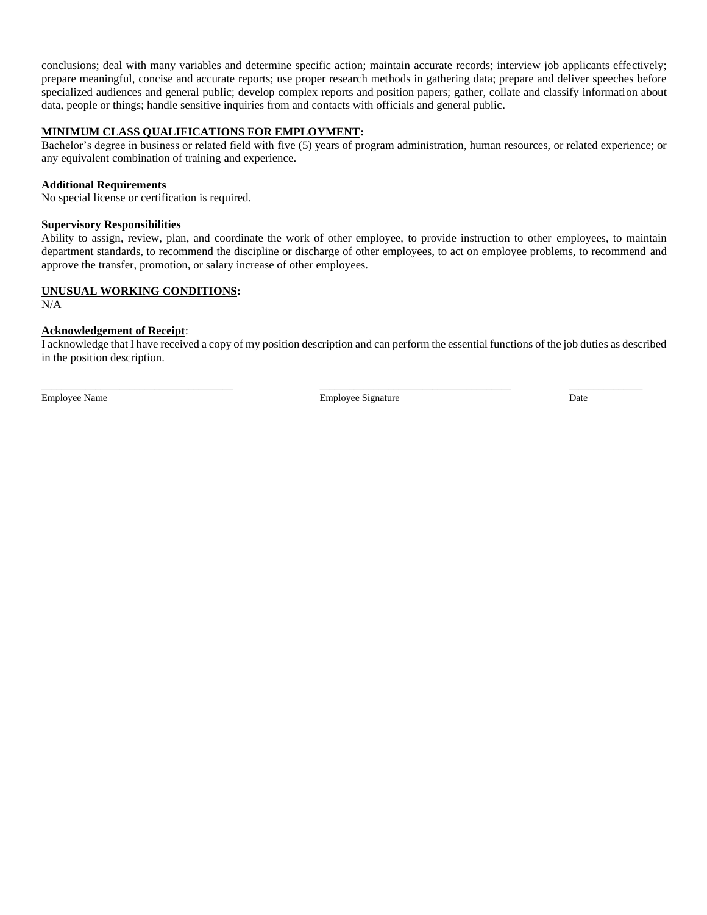conclusions; deal with many variables and determine specific action; maintain accurate records; interview job applicants effectively; prepare meaningful, concise and accurate reports; use proper research methods in gathering data; prepare and deliver speeches before specialized audiences and general public; develop complex reports and position papers; gather, collate and classify information about data, people or things; handle sensitive inquiries from and contacts with officials and general public.

**MINIMUM CLASS QUALIFICATIONS FOR EMPLOYMENT:**

Bachelor's degree in business or related field with five (5) years of program administration, human resources, or related experience; or any equivalent combination of training and experience.

**Additional Requirements**

No special license or certification is required.

**Supervisory Responsibilities**

Ability to assign, review, plan, and coordinate the work of other employee, to provide instruction to other employees, to maintain department standards, to recommend the discipline or discharge of other employees, to act on employee problems, to recommend and approve the transfer, promotion, or salary increase of other employees.

**UNUSUAL WORKING CONDITIONS:**

N/A

**Acknowledgement of Receipt**:

I acknowledge that I have received a copy of my position description and can perform the essential functions of the job duties as described in the position description.

_____________________________________ _____________________________________ ______________

Employee Name Employee Signature Date